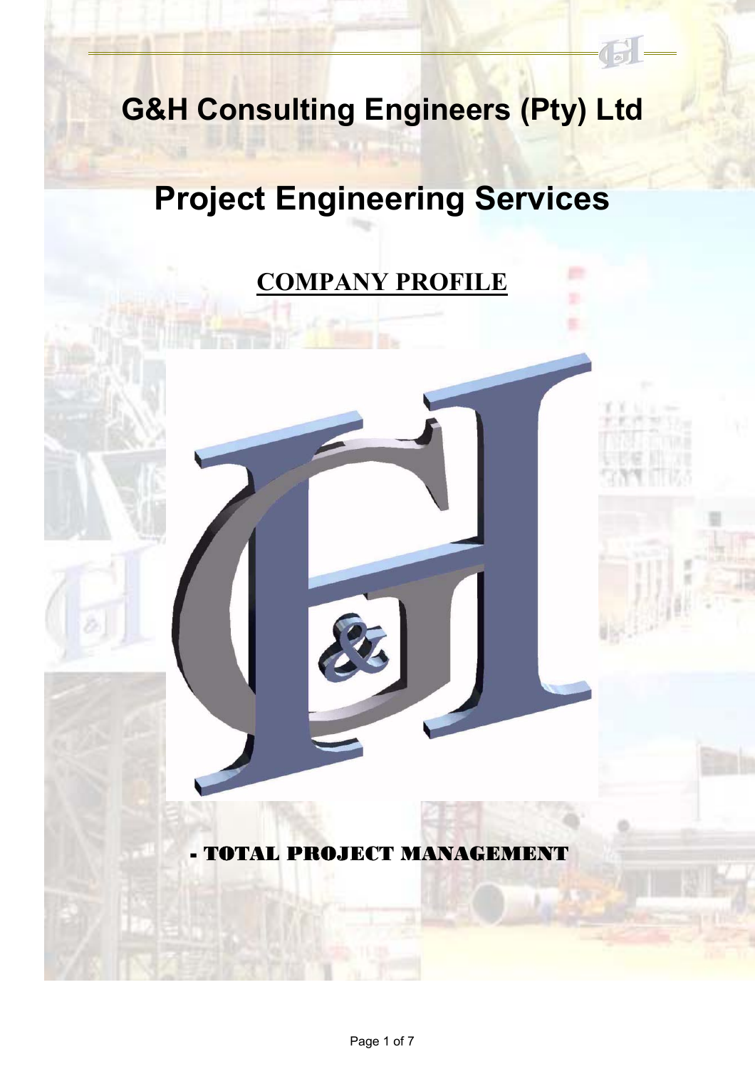# G&H Consulting Engineers (Pty) Ltd

# Project Engineering Services

## COMPANY PROFILE

**- TOTAL PROJECT MANAGEMENT**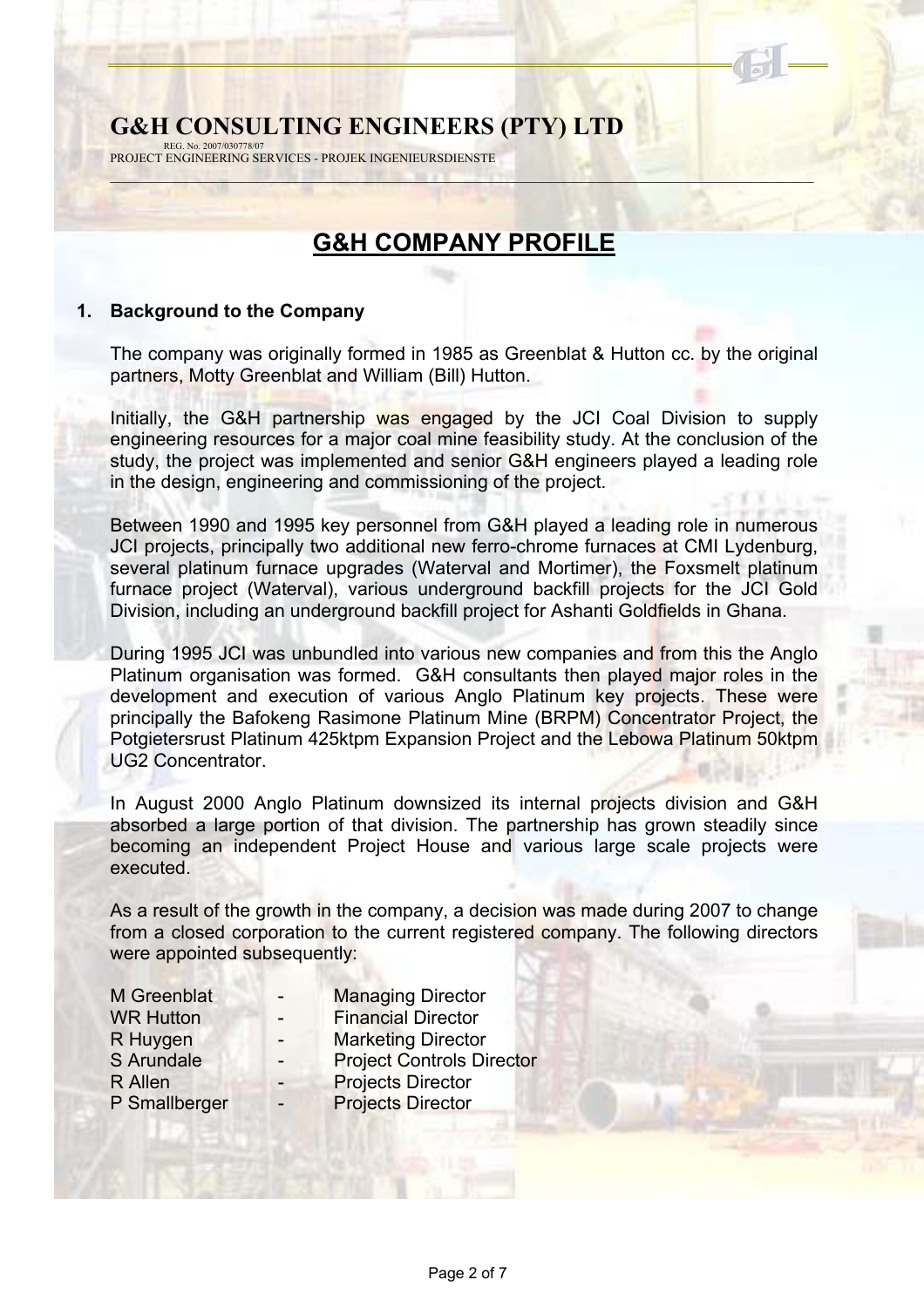# G&H CONSULTING ENGINEERS (PTY) LTD

REG. No. 2007/030778/07

PROJECT ENGINEERING SERVICES - PROJEK INGENIEURSDIENSTE

## G&H COMPANY PROFILE

### 1. Background to the Company

The company was originally formed in 1985 as Greenblat & Hutton cc. by the original partners, Motty Greenblat and William (Bill) Hutton.

Initially, the G&H partnership was engaged by the JCI Coal Division to supply engineering resources for a major coal mine feasibility study. At the conclusion of the study, the project was implemented and senior G&H engineers played a leading role in the design, engineering and commissioning of the project.

Between 1990 and 1995 key personnel from G&H played a leading role in numerous JCI projects, principally two additional new ferro-chrome furnaces at CMI Lydenburg, several platinum furnace upgrades (Waterval and Mortimer), the Foxsmelt platinum furnace project (Waterval), various underground backfill projects for the JCI Gold Division, including an underground backfill project for Ashanti Goldfields in Ghana.

During 1995 JCI was unbundled into various new companies and from this the Anglo Platinum organisation was formed. G&H consultants then played major roles in the development and execution of various Anglo Platinum key projects. These were principally the Bafokeng Rasimone Platinum Mine (BRPM) Concentrator Project, the Potgietersrust Platinum 425ktpm Expansion Project and the Lebowa Platinum 50ktpm UG2 Concentrator.

In August 2000 Anglo Platinum downsized its internal projects division and G&H absorbed a large portion of that division. The partnership has grown steadily since becoming an independent Project House and various large scale projects were executed.

As a result of the growth in the company, a decision was made during 2007 to change from a closed corporation to the current registered company. The following directors were appointed subsequently:

| | | |
|---|---|---|
| M Greenblat | - | Managing Director |
| WR Hutton | - | Financial Director |
| R Huygen | - | Marketing Director |
| S Arundale | - | Project Controls Director |
| R Allen | - | Projects Director |
| P Smallberger | - | Projects Director |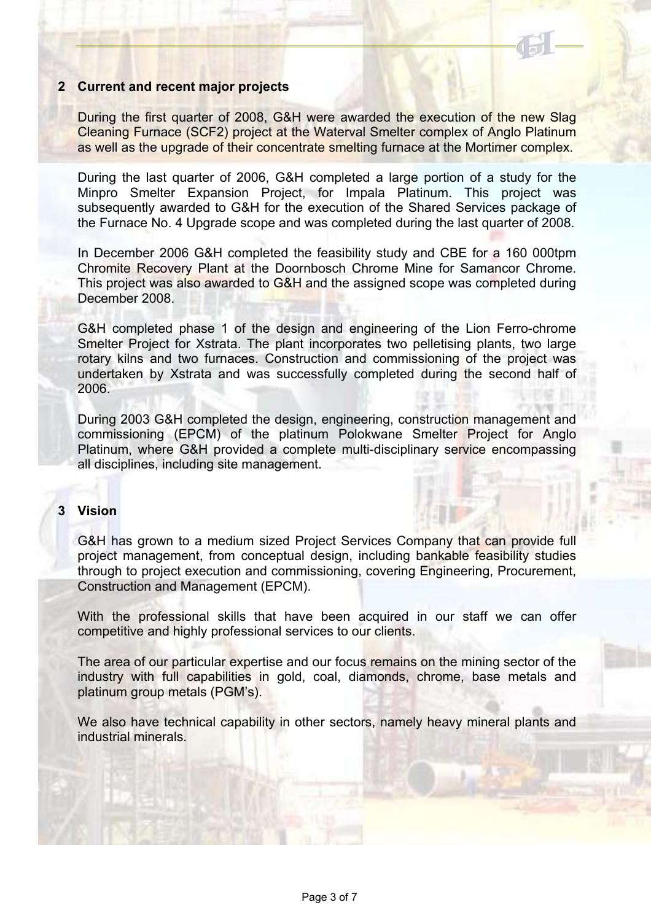## 2 Current and recent major projects

During the first quarter of 2008, G&H were awarded the execution of the new Slag Cleaning Furnace (SCF2) project at the Waterval Smelter complex of Anglo Platinum as well as the upgrade of their concentrate smelting furnace at the Mortimer complex.

During the last quarter of 2006, G&H completed a large portion of a study for the Minpro Smelter Expansion Project, for Impala Platinum. This project was subsequently awarded to G&H for the execution of the Shared Services package of the Furnace No. 4 Upgrade scope and was completed during the last quarter of 2008.

In December 2006 G&H completed the feasibility study and CBE for a 160 000tpm Chromite Recovery Plant at the Doornbosch Chrome Mine for Samancor Chrome. This project was also awarded to G&H and the assigned scope was completed during December 2008.

G&H completed phase 1 of the design and engineering of the Lion Ferro-chrome Smelter Project for Xstrata. The plant incorporates two pelletising plants, two large rotary kilns and two furnaces. Construction and commissioning of the project was undertaken by Xstrata and was successfully completed during the second half of 2006.

During 2003 G&H completed the design, engineering, construction management and commissioning (EPCM) of the platinum Polokwane Smelter Project for Anglo Platinum, where G&H provided a complete multi-disciplinary service encompassing all disciplines, including site management.

## 3 Vision

G&H has grown to a medium sized Project Services Company that can provide full project management, from conceptual design, including bankable feasibility studies through to project execution and commissioning, covering Engineering, Procurement, Construction and Management (EPCM).

With the professional skills that have been acquired in our staff we can offer competitive and highly professional services to our clients.

The area of our particular expertise and our focus remains on the mining sector of the industry with full capabilities in gold, coal, diamonds, chrome, base metals and platinum group metals (PGM's).

We also have technical capability in other sectors, namely heavy mineral plants and industrial minerals.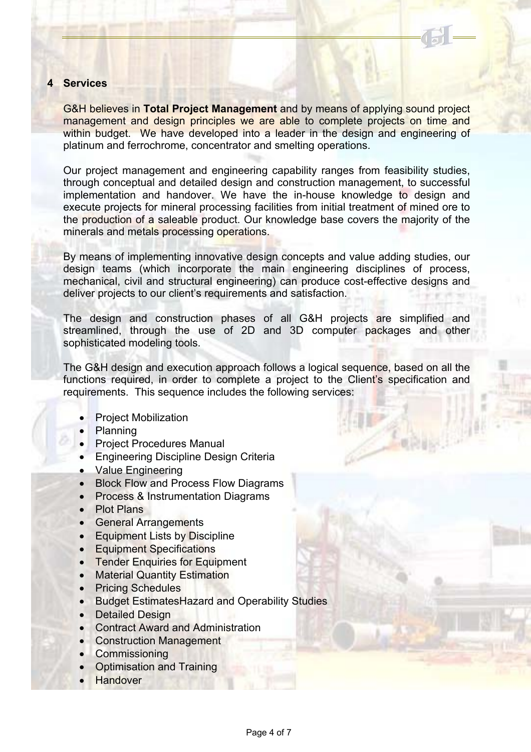## 4 Services

G&H believes in **Total Project Management** and by means of applying sound project management and design principles we are able to complete projects on time and within budget. We have developed into a leader in the design and engineering of platinum and ferrochrome, concentrator and smelting operations.

Our project management and engineering capability ranges from feasibility studies, through conceptual and detailed design and construction management, to successful implementation and handover. We have the in-house knowledge to design and execute projects for mineral processing facilities from initial treatment of mined ore to the production of a saleable product. Our knowledge base covers the majority of the minerals and metals processing operations.

By means of implementing innovative design concepts and value adding studies, our design teams (which incorporate the main engineering disciplines of process, mechanical, civil and structural engineering) can produce cost-effective designs and deliver projects to our client's requirements and satisfaction.

The design and construction phases of all G&H projects are simplified and streamlined, through the use of 2D and 3D computer packages and other sophisticated modeling tools.

The G&H design and execution approach follows a logical sequence, based on all the functions required, in order to complete a project to the Client's specification and requirements. This sequence includes the following services:

- Project Mobilization
- Planning
- Project Procedures Manual
- Engineering Discipline Design Criteria
- Value Engineering
- Block Flow and Process Flow Diagrams
- Process & Instrumentation Diagrams
- Plot Plans
- General Arrangements
- Equipment Lists by Discipline
- Equipment Specifications
- Tender Enquiries for Equipment
- Material Quantity Estimation
- Pricing Schedules
- Budget EstimatesHazard and Operability Studies
- Detailed Design
- Contract Award and Administration
- Construction Management
- Commissioning
- Optimisation and Training
- Handover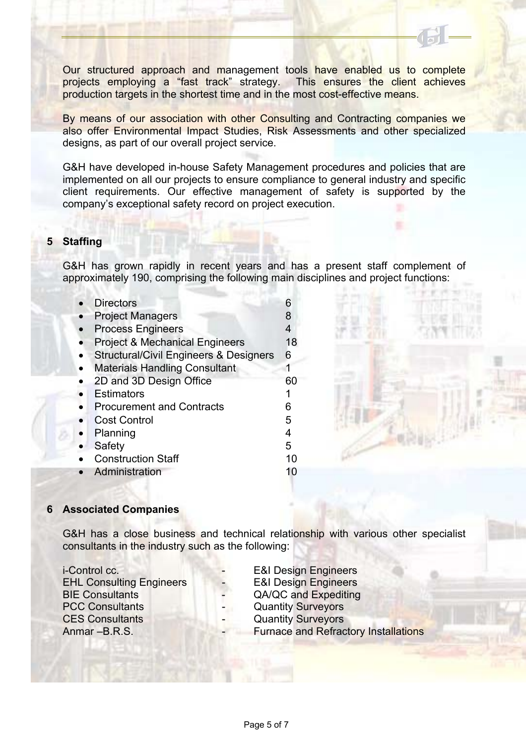Our structured approach and management tools have enabled us to complete projects employing a "fast track" strategy. This ensures the client achieves production targets in the shortest time and in the most cost-effective means.

By means of our association with other Consulting and Contracting companies we also offer Environmental Impact Studies, Risk Assessments and other specialized designs, as part of our overall project service.

G&H have developed in-house Safety Management procedures and policies that are implemented on all our projects to ensure compliance to general industry and specific client requirements. Our effective management of safety is supported by the company's exceptional safety record on project execution.

## 5 Staffing

G&H has grown rapidly in recent years and has a present staff complement of approximately 190, comprising the following main disciplines and project functions:

- Directors 6
- Project Managers 8
- Process Engineers 4
- Project & Mechanical Engineers 18
- Structural/Civil Engineers & Designers 6
- Materials Handling Consultant 1
- 2D and 3D Design Office 60
- Estimators 1
- Procurement and Contracts 6
- Cost Control 5
- Planning 4
- Safety 5
- Construction Staff 10
- Administration 10

## 6 Associated Companies

G&H has a close business and technical relationship with various other specialist consultants in the industry such as the following:

| | | |
|---|---|---|
| i-Control cc. | - | E&I Design Engineers |
| EHL Consulting Engineers | - | E&I Design Engineers |
| BIE Consultants | - | QA/QC and Expediting |
| PCC Consultants | - | Quantity Surveyors |
| CES Consultants | - | Quantity Surveyors |
| Anmar –B.R.S. | - | Furnace and Refractory Installations |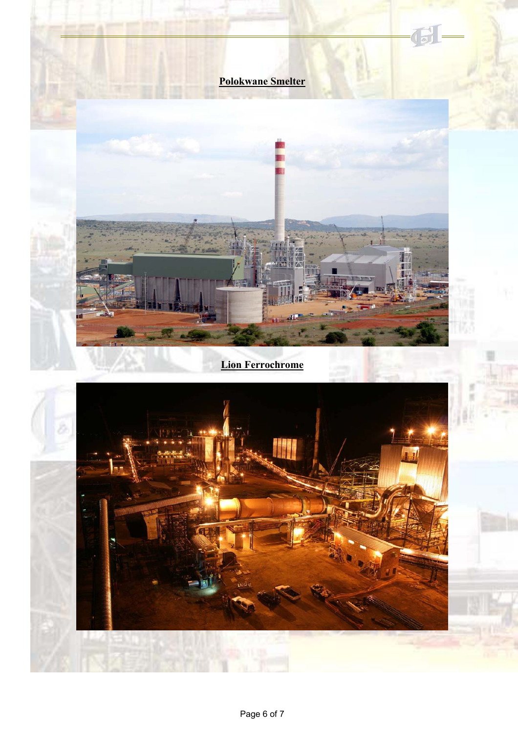**Polokwane Smelter**

**Lion Ferrochrome**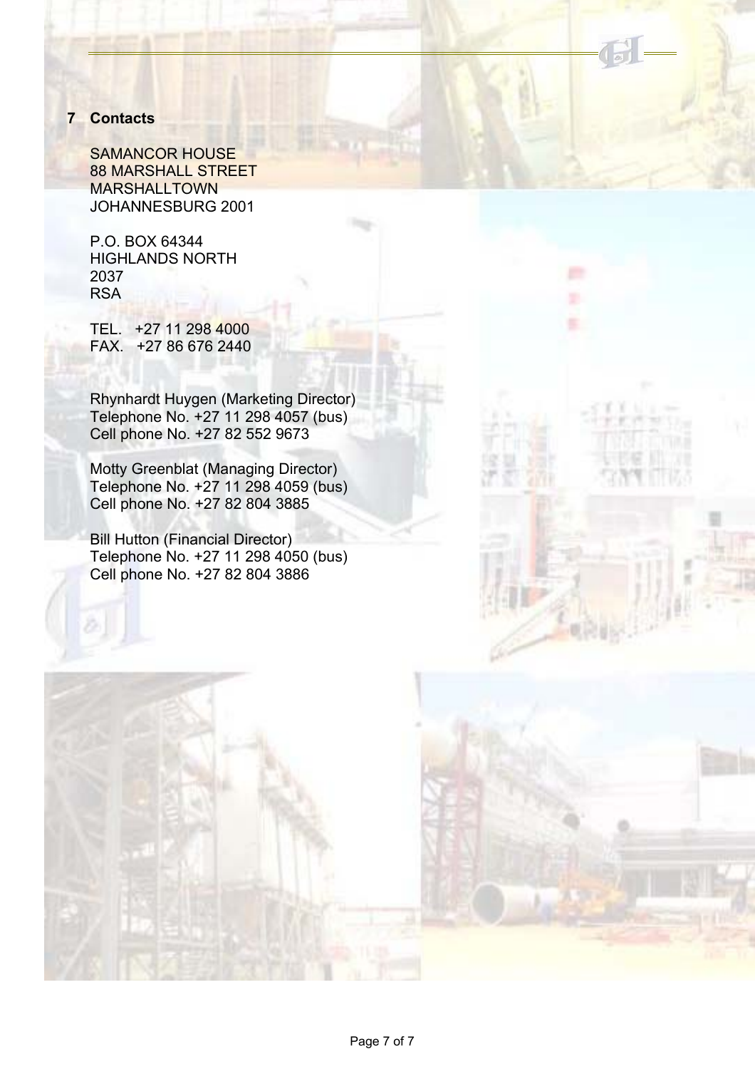## 7 Contacts

SAMANCOR HOUSE
88 MARSHALL STREET
MARSHALLTOWN
JOHANNESBURG 2001

P.O. BOX 64344
HIGHLANDS NORTH
2037
RSA

TEL. +27 11 298 4000
FAX. +27 86 676 2440

Rhynhardt Huygen (Marketing Director)
Telephone No. +27 11 298 4057 (bus)
Cell phone No. +27 82 552 9673

Motty Greenblat (Managing Director)
Telephone No. +27 11 298 4059 (bus)
Cell phone No. +27 82 804 3885

Bill Hutton (Financial Director)
Telephone No. +27 11 298 4050 (bus)
Cell phone No. +27 82 804 3886